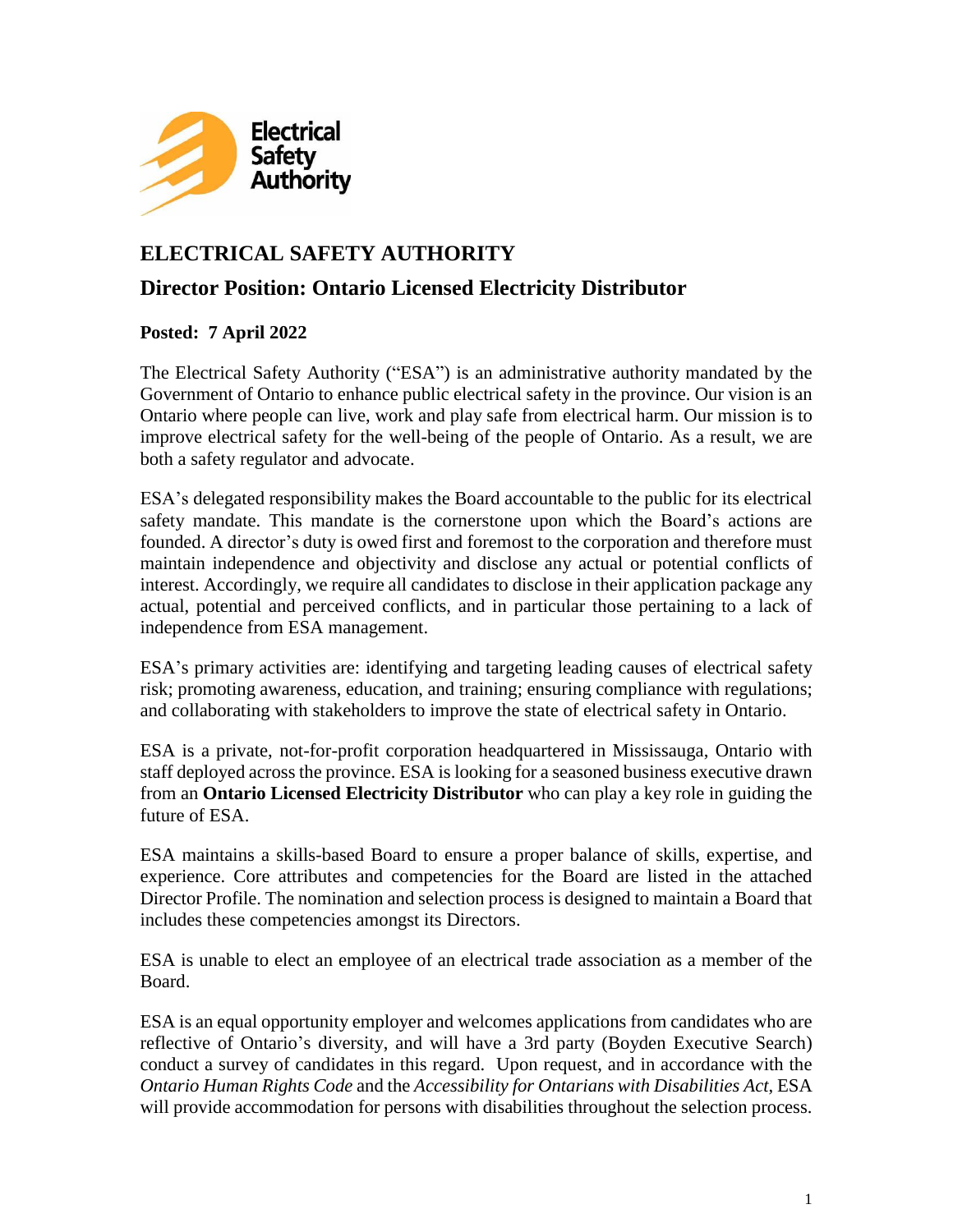# ELECTRICAL SAFETY AUTHORITY

## Director Position: Ontario Licensed Electricity Distributor

**Posted: 7 April 2022**

The Electrical Safety Authority ("ESA") is an administrative authority mandated by the Government of Ontario to enhance public electrical safety in the province. Our vision is an Ontario where people can live, work and play safe from electrical harm. Our mission is to improve electrical safety for the well-being of the people of Ontario. As a result, we are both a safety regulator and advocate.

ESA's delegated responsibility makes the Board accountable to the public for its electrical safety mandate. This mandate is the cornerstone upon which the Board's actions are founded. A director's duty is owed first and foremost to the corporation and therefore must maintain independence and objectivity and disclose any actual or potential conflicts of interest. Accordingly, we require all candidates to disclose in their application package any actual, potential and perceived conflicts, and in particular those pertaining to a lack of independence from ESA management.

ESA's primary activities are: identifying and targeting leading causes of electrical safety risk; promoting awareness, education, and training; ensuring compliance with regulations; and collaborating with stakeholders to improve the state of electrical safety in Ontario.

ESA is a private, not-for-profit corporation headquartered in Mississauga, Ontario with staff deployed across the province. ESA is looking for a seasoned business executive drawn from an **Ontario Licensed Electricity Distributor** who can play a key role in guiding the future of ESA.

ESA maintains a skills-based Board to ensure a proper balance of skills, expertise, and experience. Core attributes and competencies for the Board are listed in the attached Director Profile. The nomination and selection process is designed to maintain a Board that includes these competencies amongst its Directors.

ESA is unable to elect an employee of an electrical trade association as a member of the Board.

ESA is an equal opportunity employer and welcomes applications from candidates who are reflective of Ontario's diversity, and will have a 3rd party (Boyden Executive Search) conduct a survey of candidates in this regard. Upon request, and in accordance with the *Ontario Human Rights Code* and the *Accessibility for Ontarians with Disabilities Act*, ESA will provide accommodation for persons with disabilities throughout the selection process.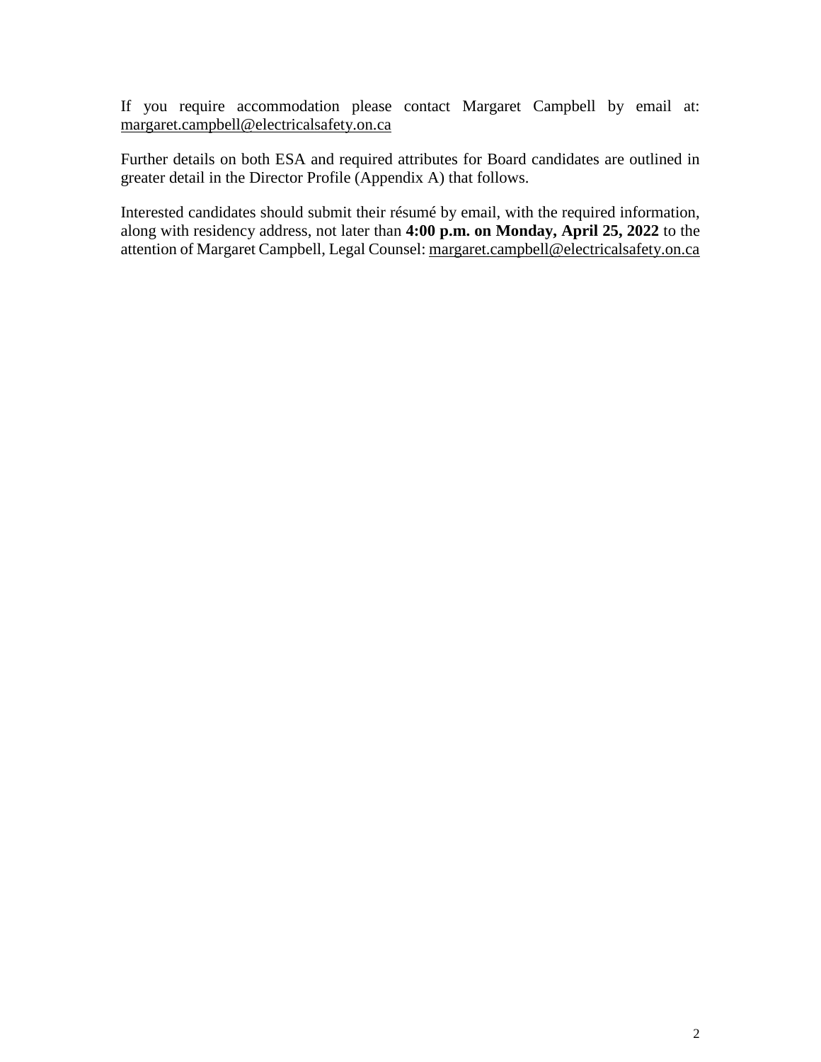If you require accommodation please contact Margaret Campbell by email at: margaret.campbell@electricalsafety.on.ca

Further details on both ESA and required attributes for Board candidates are outlined in greater detail in the Director Profile (Appendix A) that follows.

Interested candidates should submit their résumé by email, with the required information, along with residency address, not later than **4:00 p.m. on Monday, April 25, 2022** to the attention of Margaret Campbell, Legal Counsel: margaret.campbell@electricalsafety.on.ca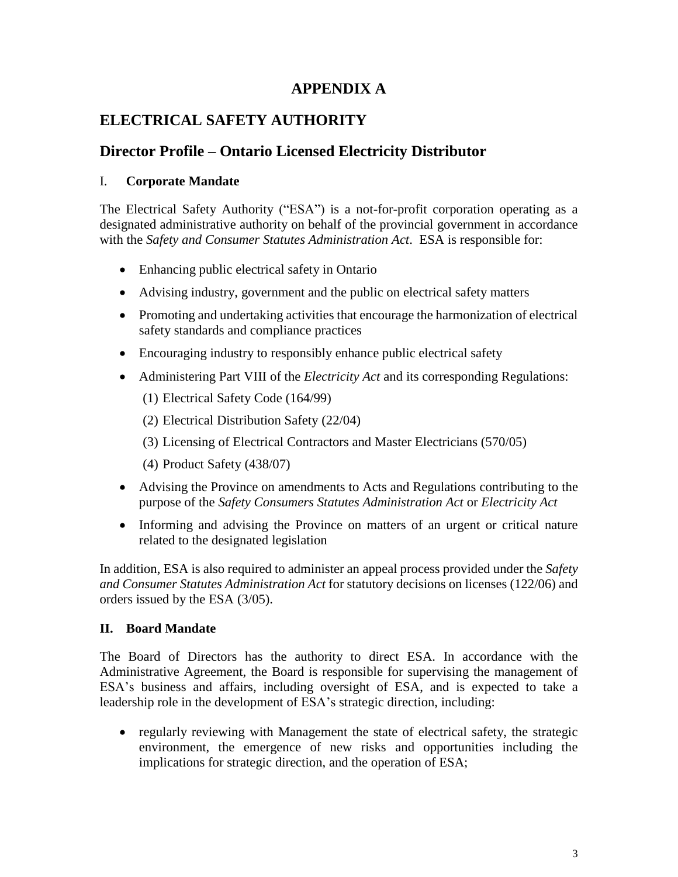# APPENDIX A

## ELECTRICAL SAFETY AUTHORITY

## Director Profile – Ontario Licensed Electricity Distributor

### I. Corporate Mandate

The Electrical Safety Authority ("ESA") is a not-for-profit corporation operating as a designated administrative authority on behalf of the provincial government in accordance with the *Safety and Consumer Statutes Administration Act*. ESA is responsible for:

- Enhancing public electrical safety in Ontario
- Advising industry, government and the public on electrical safety matters
- Promoting and undertaking activities that encourage the harmonization of electrical safety standards and compliance practices
- Encouraging industry to responsibly enhance public electrical safety
- Administering Part VIII of the *Electricity Act* and its corresponding Regulations:
  1. Electrical Safety Code (164/99)
  2. Electrical Distribution Safety (22/04)
  3. Licensing of Electrical Contractors and Master Electricians (570/05)
  4. Product Safety (438/07)
- Advising the Province on amendments to Acts and Regulations contributing to the purpose of the *Safety Consumers Statutes Administration Act* or *Electricity Act*
- Informing and advising the Province on matters of an urgent or critical nature related to the designated legislation

In addition, ESA is also required to administer an appeal process provided under the *Safety and Consumer Statutes Administration Act* for statutory decisions on licenses (122/06) and orders issued by the ESA (3/05).

### II. Board Mandate

The Board of Directors has the authority to direct ESA. In accordance with the Administrative Agreement, the Board is responsible for supervising the management of ESA's business and affairs, including oversight of ESA, and is expected to take a leadership role in the development of ESA's strategic direction, including:

- regularly reviewing with Management the state of electrical safety, the strategic environment, the emergence of new risks and opportunities including the implications for strategic direction, and the operation of ESA;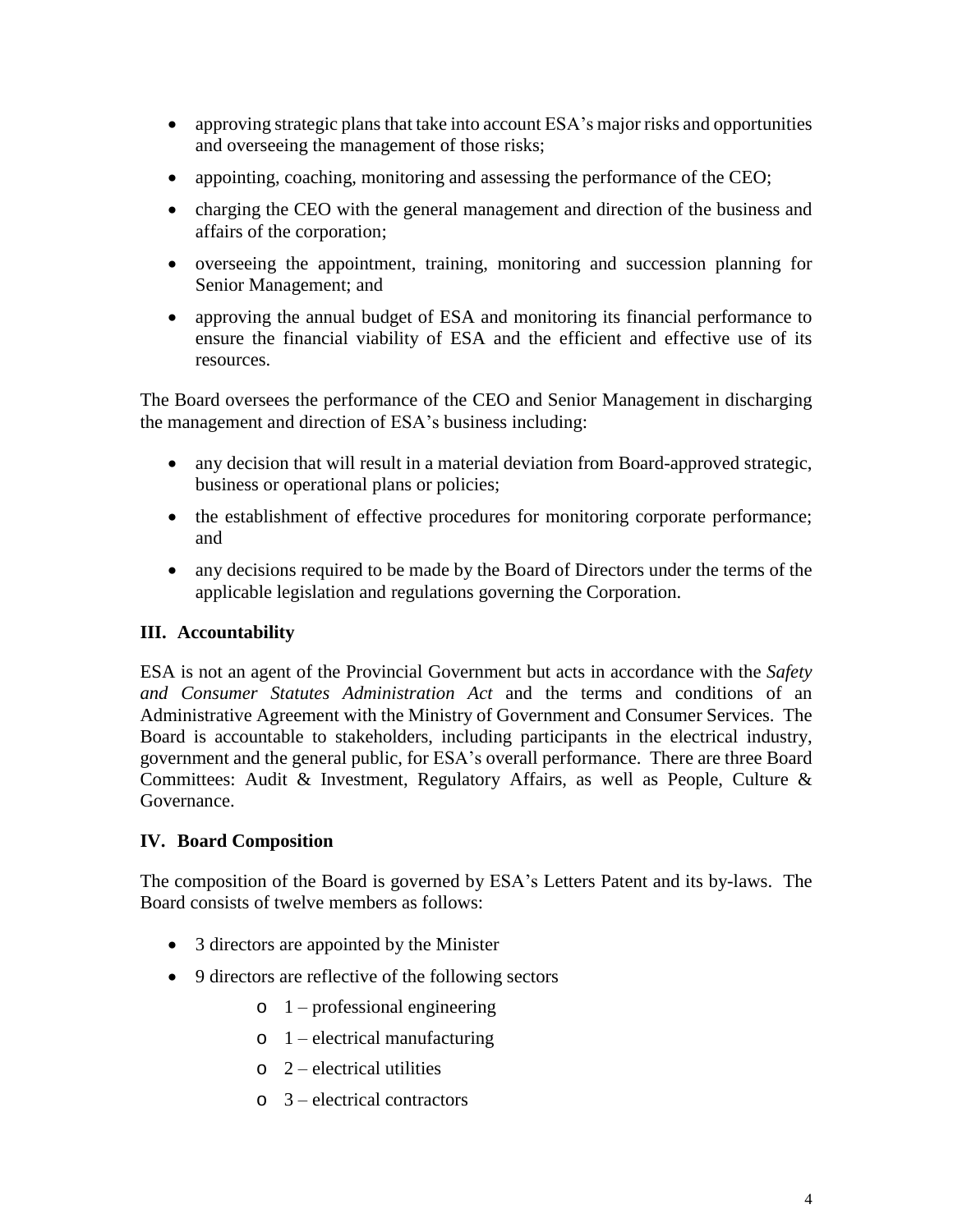- approving strategic plans that take into account ESA's major risks and opportunities and overseeing the management of those risks;
- appointing, coaching, monitoring and assessing the performance of the CEO;
- charging the CEO with the general management and direction of the business and affairs of the corporation;
- overseeing the appointment, training, monitoring and succession planning for Senior Management; and
- approving the annual budget of ESA and monitoring its financial performance to ensure the financial viability of ESA and the efficient and effective use of its resources.

The Board oversees the performance of the CEO and Senior Management in discharging the management and direction of ESA's business including:

- any decision that will result in a material deviation from Board-approved strategic, business or operational plans or policies;
- the establishment of effective procedures for monitoring corporate performance; and
- any decisions required to be made by the Board of Directors under the terms of the applicable legislation and regulations governing the Corporation.

## III. Accountability

ESA is not an agent of the Provincial Government but acts in accordance with the *Safety and Consumer Statutes Administration Act* and the terms and conditions of an Administrative Agreement with the Ministry of Government and Consumer Services. The Board is accountable to stakeholders, including participants in the electrical industry, government and the general public, for ESA's overall performance. There are three Board Committees: Audit & Investment, Regulatory Affairs, as well as People, Culture & Governance.

## IV. Board Composition

The composition of the Board is governed by ESA's Letters Patent and its by-laws. The Board consists of twelve members as follows:

- 3 directors are appointed by the Minister
- 9 directors are reflective of the following sectors
  - 1 – professional engineering
  - 1 – electrical manufacturing
  - 2 – electrical utilities
  - 3 – electrical contractors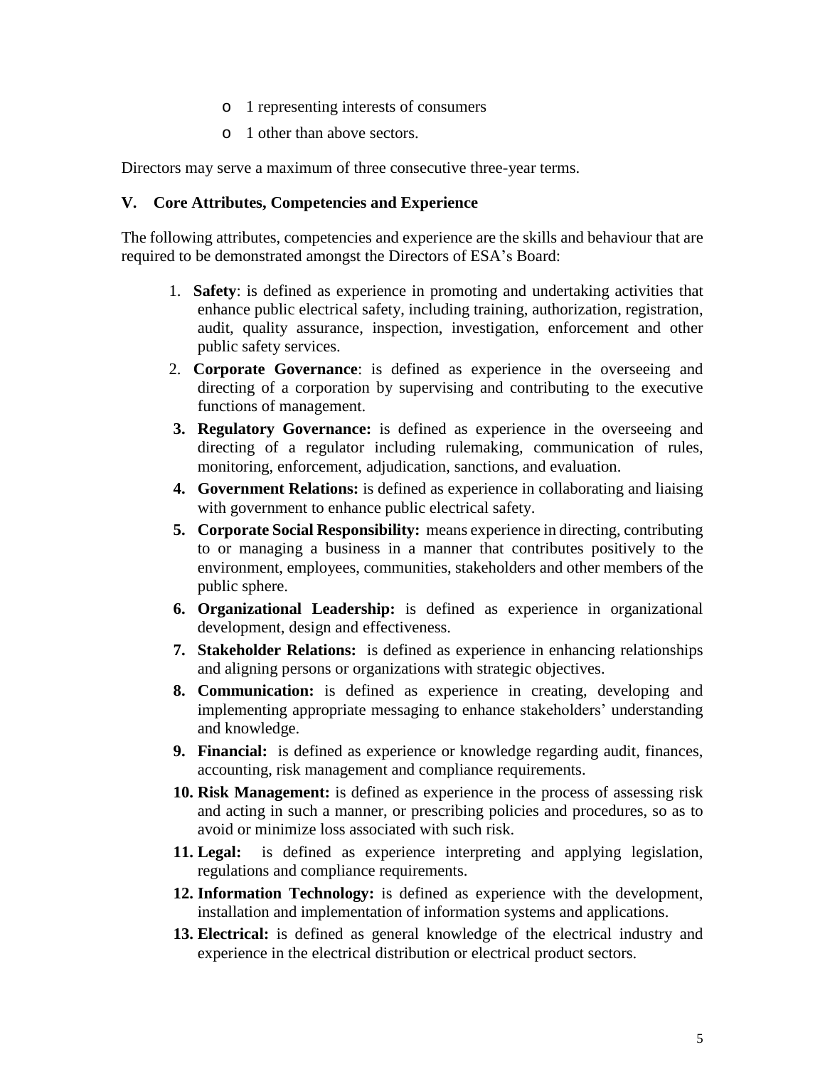- 1 representing interests of consumers
- 1 other than above sectors.

Directors may serve a maximum of three consecutive three-year terms.

### V. Core Attributes, Competencies and Experience

The following attributes, competencies and experience are the skills and behaviour that are required to be demonstrated amongst the Directors of ESA's Board:

1. **Safety**: is defined as experience in promoting and undertaking activities that enhance public electrical safety, including training, authorization, registration, audit, quality assurance, inspection, investigation, enforcement and other public safety services.
2. **Corporate Governance**: is defined as experience in the overseeing and directing of a corporation by supervising and contributing to the executive functions of management.
3. **Regulatory Governance:** is defined as experience in the overseeing and directing of a regulator including rulemaking, communication of rules, monitoring, enforcement, adjudication, sanctions, and evaluation.
4. **Government Relations:** is defined as experience in collaborating and liaising with government to enhance public electrical safety.
5. **Corporate Social Responsibility:** means experience in directing, contributing to or managing a business in a manner that contributes positively to the environment, employees, communities, stakeholders and other members of the public sphere.
6. **Organizational Leadership:** is defined as experience in organizational development, design and effectiveness.
7. **Stakeholder Relations:** is defined as experience in enhancing relationships and aligning persons or organizations with strategic objectives.
8. **Communication:** is defined as experience in creating, developing and implementing appropriate messaging to enhance stakeholders' understanding and knowledge.
9. **Financial:** is defined as experience or knowledge regarding audit, finances, accounting, risk management and compliance requirements.
10. **Risk Management:** is defined as experience in the process of assessing risk and acting in such a manner, or prescribing policies and procedures, so as to avoid or minimize loss associated with such risk.
11. **Legal:** is defined as experience interpreting and applying legislation, regulations and compliance requirements.
12. **Information Technology:** is defined as experience with the development, installation and implementation of information systems and applications.
13. **Electrical:** is defined as general knowledge of the electrical industry and experience in the electrical distribution or electrical product sectors.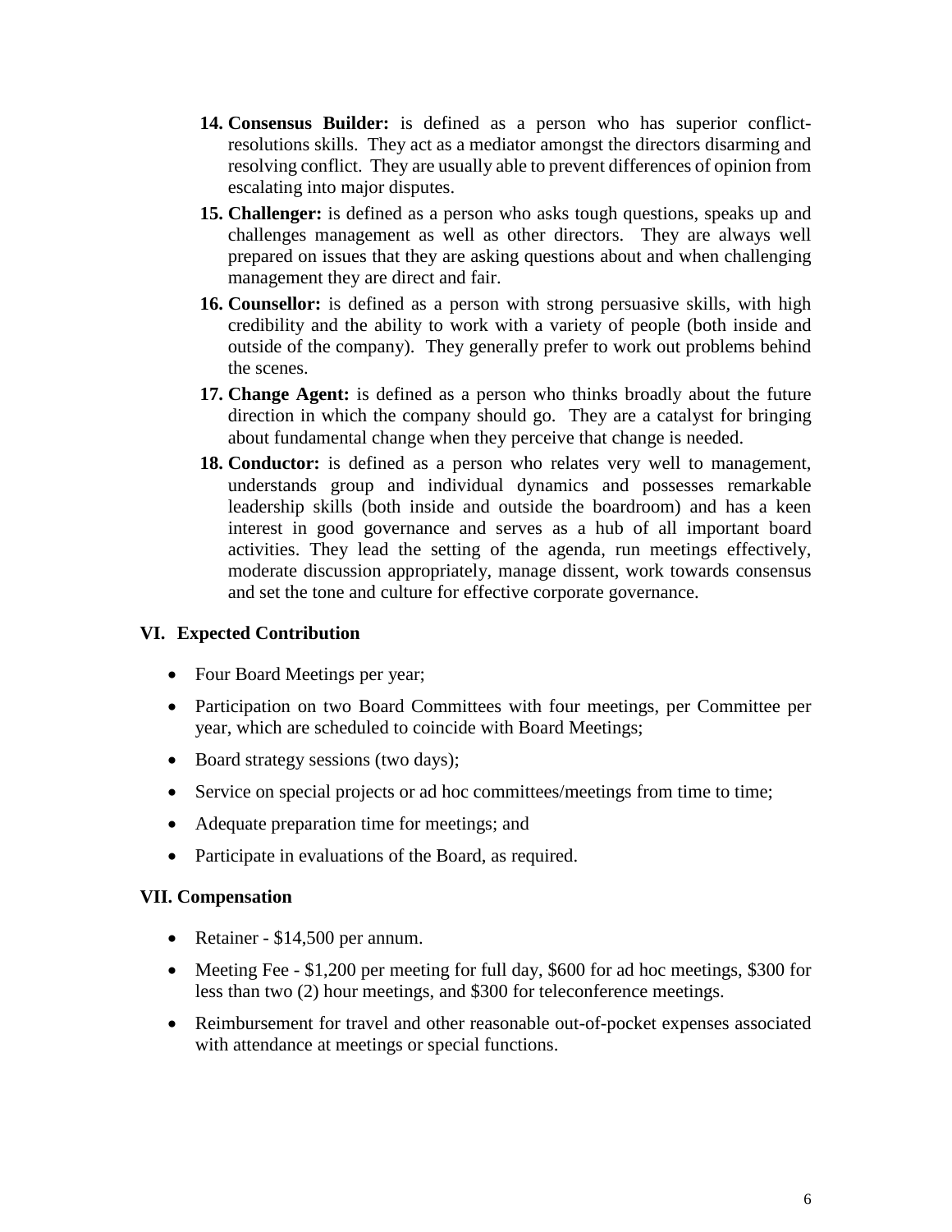14. **Consensus Builder:** is defined as a person who has superior conflict-resolutions skills. They act as a mediator amongst the directors disarming and resolving conflict. They are usually able to prevent differences of opinion from escalating into major disputes.
15. **Challenger:** is defined as a person who asks tough questions, speaks up and challenges management as well as other directors. They are always well prepared on issues that they are asking questions about and when challenging management they are direct and fair.
16. **Counsellor:** is defined as a person with strong persuasive skills, with high credibility and the ability to work with a variety of people (both inside and outside of the company). They generally prefer to work out problems behind the scenes.
17. **Change Agent:** is defined as a person who thinks broadly about the future direction in which the company should go. They are a catalyst for bringing about fundamental change when they perceive that change is needed.
18. **Conductor:** is defined as a person who relates very well to management, understands group and individual dynamics and possesses remarkable leadership skills (both inside and outside the boardroom) and has a keen interest in good governance and serves as a hub of all important board activities. They lead the setting of the agenda, run meetings effectively, moderate discussion appropriately, manage dissent, work towards consensus and set the tone and culture for effective corporate governance.

## VI. Expected Contribution

- Four Board Meetings per year;
- Participation on two Board Committees with four meetings, per Committee per year, which are scheduled to coincide with Board Meetings;
- Board strategy sessions (two days);
- Service on special projects or ad hoc committees/meetings from time to time;
- Adequate preparation time for meetings; and
- Participate in evaluations of the Board, as required.

## VII. Compensation

- Retainer - $14,500 per annum.
- Meeting Fee - $1,200 per meeting for full day, $600 for ad hoc meetings, $300 for less than two (2) hour meetings, and $300 for teleconference meetings.
- Reimbursement for travel and other reasonable out-of-pocket expenses associated with attendance at meetings or special functions.